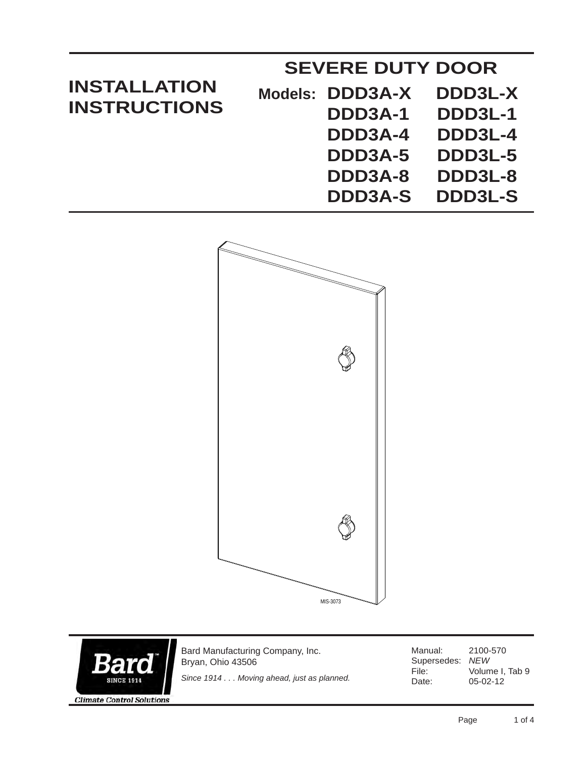# INSTALLATION INSTRUCTIONS

## SEVERE DUTY DOOR

**Models:**

| | |
|---|---|
| DDD3A-X | DDD3L-X |
| DDD3A-1 | DDD3L-1 |
| DDD3A-4 | DDD3L-4 |
| DDD3A-5 | DDD3L-5 |
| DDD3A-8 | DDD3L-8 |
| DDD3A-S | DDD3L-S |

MIS-3073

Bard Manufacturing Company, Inc.
Bryan, Ohio 43506

*Since 1914 . . . Moving ahead, just as planned.*

| | |
|---|---|
| Manual: | 2100-570 |
| Supersedes: | *NEW* |
| File: | Volume I, Tab 9 |
| Date: | 05-02-12 |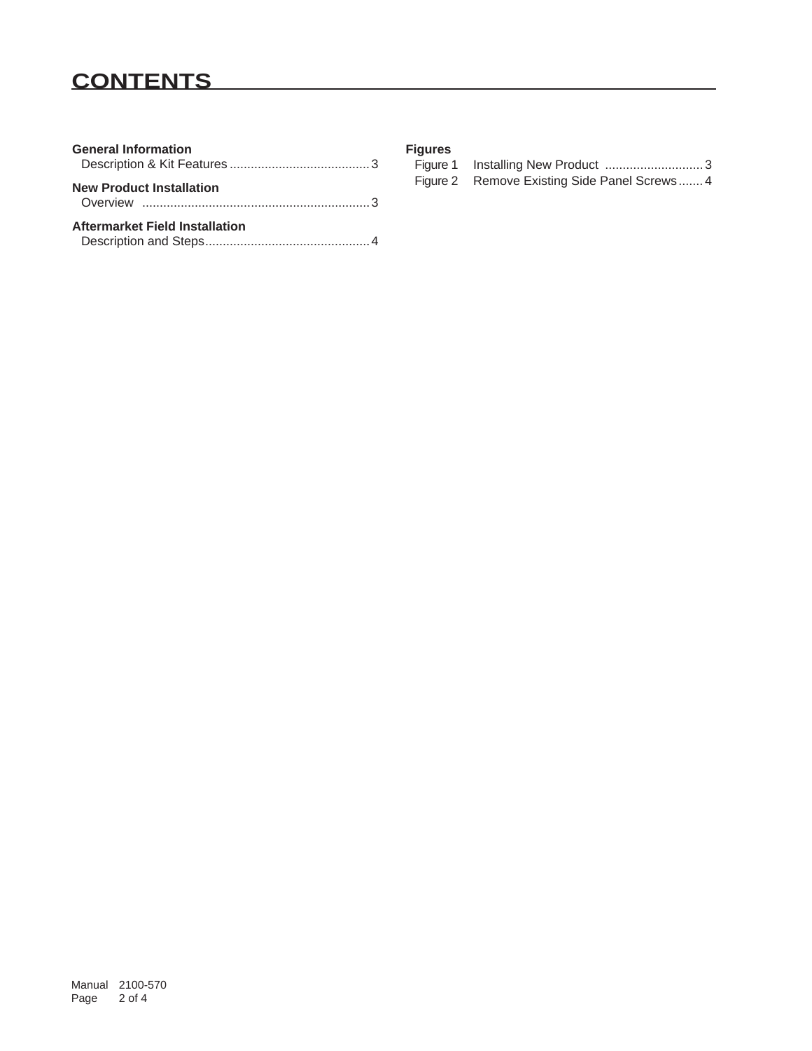# CONTENTS

**General Information**
Description & Kit Features........................................3

**New Product Installation**
Overview ................................................................3

**Aftermarket Field Installation**
Description and Steps...............................................4

**Figures**
Figure 1 Installing New Product ............................3
Figure 2 Remove Existing Side Panel Screws.......4

Manual 2100-570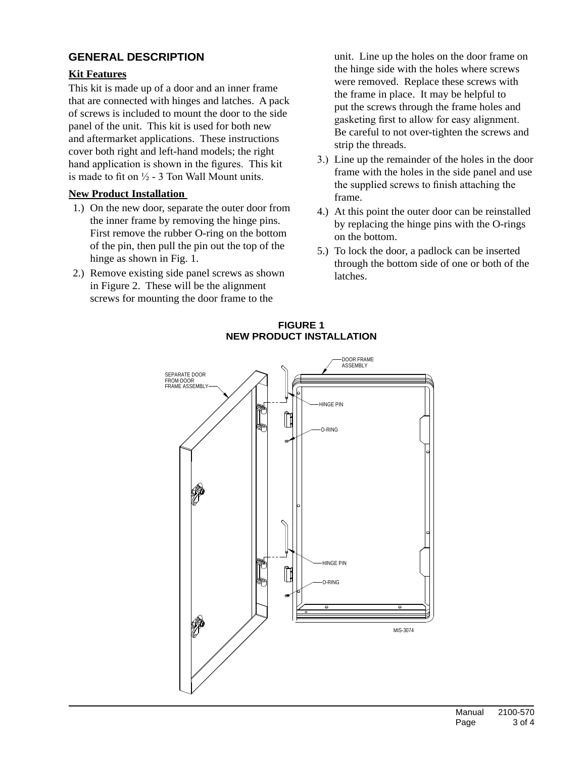## GENERAL DESCRIPTION

### Kit Features

This kit is made up of a door and an inner frame that are connected with hinges and latches. A pack of screws is included to mount the door to the side panel of the unit. This kit is used for both new and aftermarket applications. These instructions cover both right and left-hand models; the right hand application is shown in the figures. This kit is made to fit on ½ - 3 Ton Wall Mount units.

### New Product Installation

1.) On the new door, separate the outer door from the inner frame by removing the hinge pins. First remove the rubber O-ring on the bottom of the pin, then pull the pin out the top of the hinge as shown in Fig. 1.
2.) Remove existing side panel screws as shown in Figure 2. These will be the alignment screws for mounting the door frame to the unit. Line up the holes on the door frame on the hinge side with the holes where screws were removed. Replace these screws with the frame in place. It may be helpful to put the screws through the frame holes and gasketing first to allow for easy alignment. Be careful to not over-tighten the screws and strip the threads.
3.) Line up the remainder of the holes in the door frame with the holes in the side panel and use the supplied screws to finish attaching the frame.
4.) At this point the outer door can be reinstalled by replacing the hinge pins with the O-rings on the bottom.
5.) To lock the door, a padlock can be inserted through the bottom side of one or both of the latches.

**FIGURE 1**
**NEW PRODUCT INSTALLATION**

SEPARATE DOOR FROM DOOR FRAME ASSEMBLY
DOOR FRAME ASSEMBLY
HINGE PIN
O-RING
HINGE PIN
O-RING
MIS-3074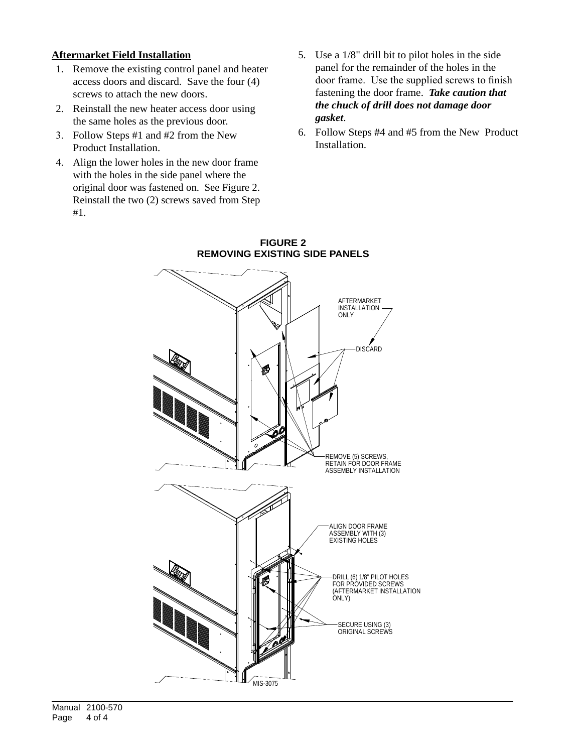**Aftermarket Field Installation**

1. Remove the existing control panel and heater access doors and discard. Save the four (4) screws to attach the new doors.
2. Reinstall the new heater access door using the same holes as the previous door.
3. Follow Steps #1 and #2 from the New Product Installation.
4. Align the lower holes in the new door frame with the holes in the side panel where the original door was fastened on. See Figure 2. Reinstall the two (2) screws saved from Step #1.
5. Use a 1/8" drill bit to pilot holes in the side panel for the remainder of the holes in the door frame. Use the supplied screws to finish fastening the door frame. ***Take caution that the chuck of drill does not damage door gasket***.
6. Follow Steps #4 and #5 from the New Product Installation.

**FIGURE 2**
**REMOVING EXISTING SIDE PANELS**

AFTERMARKET INSTALLATION ONLY

DISCARD

REMOVE (5) SCREWS, RETAIN FOR DOOR FRAME ASSEMBLY INSTALLATION

ALIGN DOOR FRAME ASSEMBLY WITH (3) EXISTING HOLES

DRILL (6) 1/8" PILOT HOLES FOR PROVIDED SCREWS (AFTERMARKET INSTALLATION ONLY)

SECURE USING (3) ORIGINAL SCREWS

MIS-3075